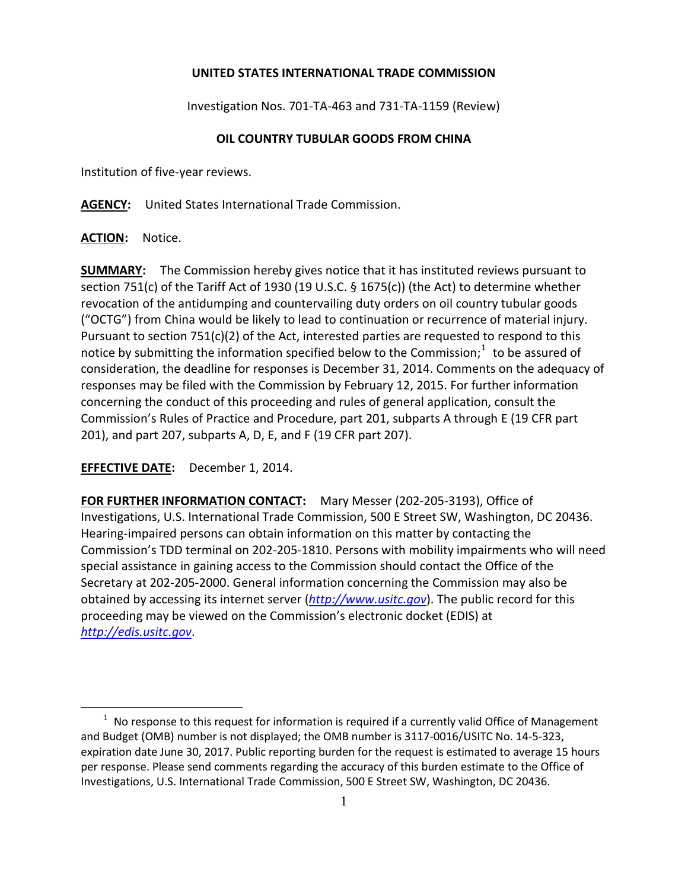**UNITED STATES INTERNATIONAL TRADE COMMISSION**

Investigation Nos. 701-TA-463 and 731-TA-1159 (Review)

**OIL COUNTRY TUBULAR GOODS FROM CHINA**

Institution of five-year reviews.

**AGENCY:** United States International Trade Commission.

**ACTION:** Notice.

**SUMMARY:** The Commission hereby gives notice that it has instituted reviews pursuant to section 751(c) of the Tariff Act of 1930 (19 U.S.C. § 1675(c)) (the Act) to determine whether revocation of the antidumping and countervailing duty orders on oil country tubular goods ("OCTG") from China would be likely to lead to continuation or recurrence of material injury. Pursuant to section 751(c)(2) of the Act, interested parties are requested to respond to this notice by submitting the information specified below to the Commission;[1] to be assured of consideration, the deadline for responses is December 31, 2014. Comments on the adequacy of responses may be filed with the Commission by February 12, 2015. For further information concerning the conduct of this proceeding and rules of general application, consult the Commission's Rules of Practice and Procedure, part 201, subparts A through E (19 CFR part 201), and part 207, subparts A, D, E, and F (19 CFR part 207).

**EFFECTIVE DATE:** December 1, 2014.

**FOR FURTHER INFORMATION CONTACT:** Mary Messer (202-205-3193), Office of Investigations, U.S. International Trade Commission, 500 E Street SW, Washington, DC 20436. Hearing-impaired persons can obtain information on this matter by contacting the Commission's TDD terminal on 202-205-1810. Persons with mobility impairments who will need special assistance in gaining access to the Commission should contact the Office of the Secretary at 202-205-2000. General information concerning the Commission may also be obtained by accessing its internet server (*http://www.usitc.gov*). The public record for this proceeding may be viewed on the Commission's electronic docket (EDIS) at *http://edis.usitc.gov*.

[1] No response to this request for information is required if a currently valid Office of Management and Budget (OMB) number is not displayed; the OMB number is 3117-0016/USITC No. 14-5-323, expiration date June 30, 2017. Public reporting burden for the request is estimated to average 15 hours per response. Please send comments regarding the accuracy of this burden estimate to the Office of Investigations, U.S. International Trade Commission, 500 E Street SW, Washington, DC 20436.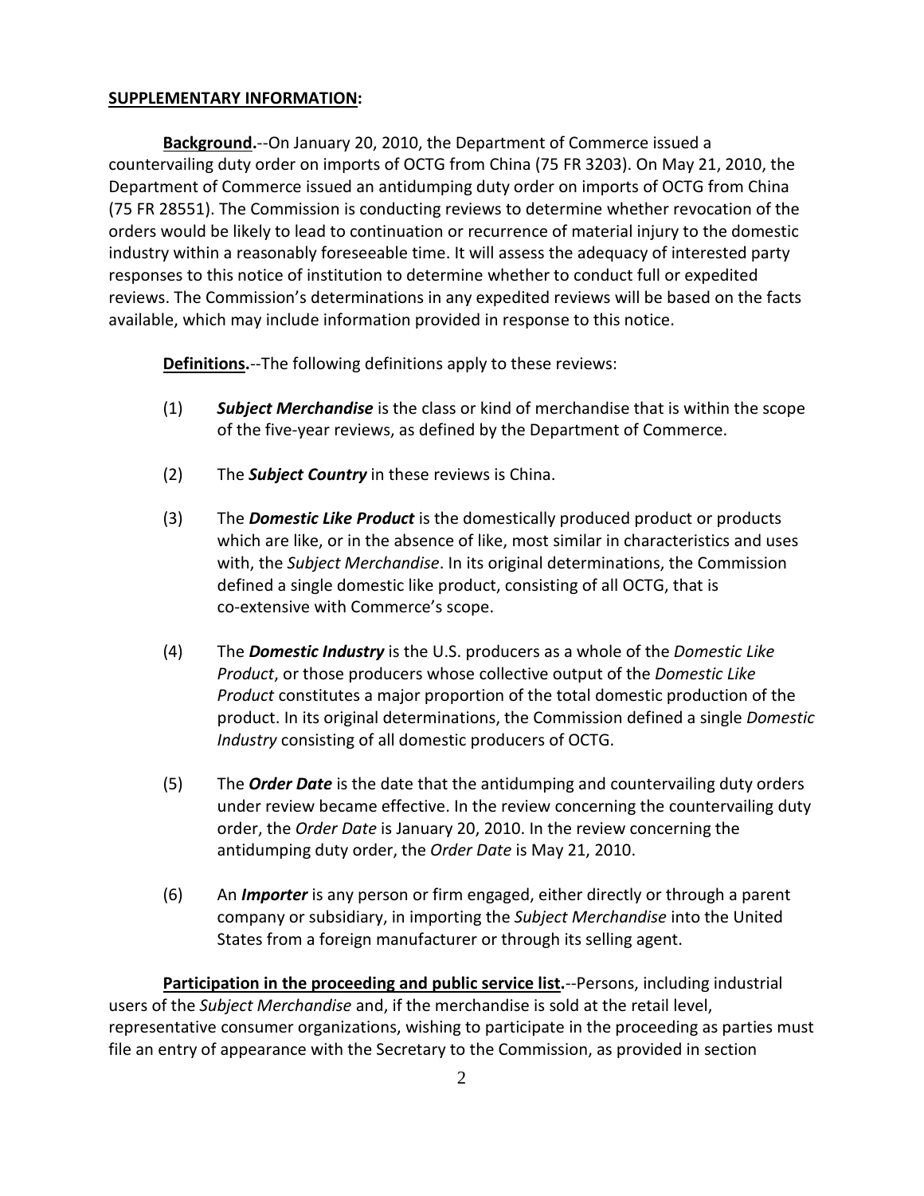**SUPPLEMENTARY INFORMATION:**

**Background.**--On January 20, 2010, the Department of Commerce issued a countervailing duty order on imports of OCTG from China (75 FR 3203). On May 21, 2010, the Department of Commerce issued an antidumping duty order on imports of OCTG from China (75 FR 28551). The Commission is conducting reviews to determine whether revocation of the orders would be likely to lead to continuation or recurrence of material injury to the domestic industry within a reasonably foreseeable time. It will assess the adequacy of interested party responses to this notice of institution to determine whether to conduct full or expedited reviews. The Commission's determinations in any expedited reviews will be based on the facts available, which may include information provided in response to this notice.

**Definitions.**--The following definitions apply to these reviews:

(1) ***Subject Merchandise*** is the class or kind of merchandise that is within the scope of the five-year reviews, as defined by the Department of Commerce.

(2) The ***Subject Country*** in these reviews is China.

(3) The ***Domestic Like Product*** is the domestically produced product or products which are like, or in the absence of like, most similar in characteristics and uses with, the *Subject Merchandise*. In its original determinations, the Commission defined a single domestic like product, consisting of all OCTG, that is co-extensive with Commerce's scope.

(4) The ***Domestic Industry*** is the U.S. producers as a whole of the *Domestic Like Product*, or those producers whose collective output of the *Domestic Like Product* constitutes a major proportion of the total domestic production of the product. In its original determinations, the Commission defined a single *Domestic Industry* consisting of all domestic producers of OCTG.

(5) The ***Order Date*** is the date that the antidumping and countervailing duty orders under review became effective. In the review concerning the countervailing duty order, the *Order Date* is January 20, 2010. In the review concerning the antidumping duty order, the *Order Date* is May 21, 2010.

(6) An ***Importer*** is any person or firm engaged, either directly or through a parent company or subsidiary, in importing the *Subject Merchandise* into the United States from a foreign manufacturer or through its selling agent.

**Participation in the proceeding and public service list.**--Persons, including industrial users of the *Subject Merchandise* and, if the merchandise is sold at the retail level, representative consumer organizations, wishing to participate in the proceeding as parties must file an entry of appearance with the Secretary to the Commission, as provided in section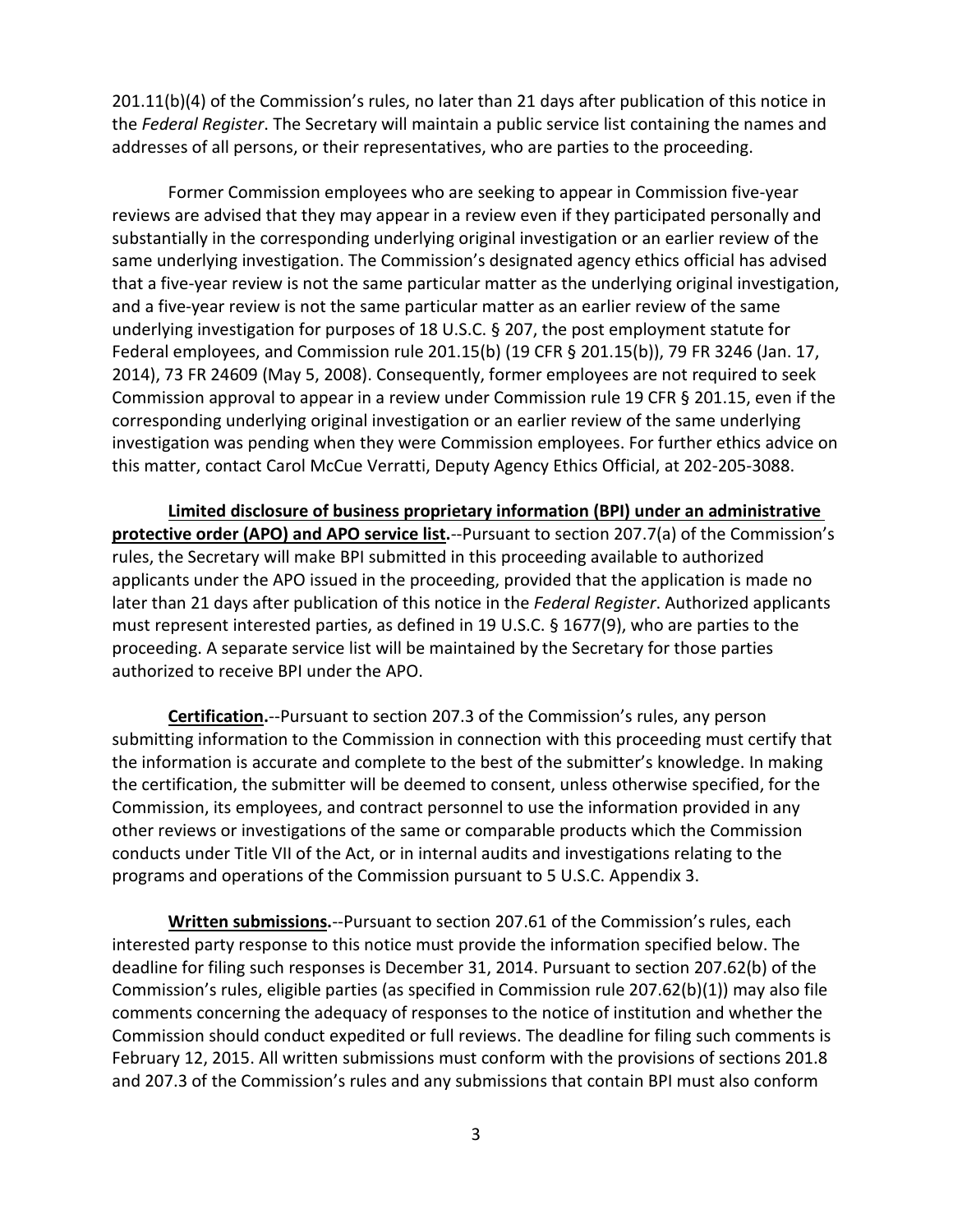201.11(b)(4) of the Commission's rules, no later than 21 days after publication of this notice in the *Federal Register*. The Secretary will maintain a public service list containing the names and addresses of all persons, or their representatives, who are parties to the proceeding.

Former Commission employees who are seeking to appear in Commission five-year reviews are advised that they may appear in a review even if they participated personally and substantially in the corresponding underlying original investigation or an earlier review of the same underlying investigation. The Commission's designated agency ethics official has advised that a five-year review is not the same particular matter as the underlying original investigation, and a five-year review is not the same particular matter as an earlier review of the same underlying investigation for purposes of 18 U.S.C. § 207, the post employment statute for Federal employees, and Commission rule 201.15(b) (19 CFR § 201.15(b)), 79 FR 3246 (Jan. 17, 2014), 73 FR 24609 (May 5, 2008). Consequently, former employees are not required to seek Commission approval to appear in a review under Commission rule 19 CFR § 201.15, even if the corresponding underlying original investigation or an earlier review of the same underlying investigation was pending when they were Commission employees. For further ethics advice on this matter, contact Carol McCue Verratti, Deputy Agency Ethics Official, at 202-205-3088.

**Limited disclosure of business proprietary information (BPI) under an administrative protective order (APO) and APO service list.**--Pursuant to section 207.7(a) of the Commission's rules, the Secretary will make BPI submitted in this proceeding available to authorized applicants under the APO issued in the proceeding, provided that the application is made no later than 21 days after publication of this notice in the *Federal Register*. Authorized applicants must represent interested parties, as defined in 19 U.S.C. § 1677(9), who are parties to the proceeding. A separate service list will be maintained by the Secretary for those parties authorized to receive BPI under the APO.

**Certification.**--Pursuant to section 207.3 of the Commission's rules, any person submitting information to the Commission in connection with this proceeding must certify that the information is accurate and complete to the best of the submitter's knowledge. In making the certification, the submitter will be deemed to consent, unless otherwise specified, for the Commission, its employees, and contract personnel to use the information provided in any other reviews or investigations of the same or comparable products which the Commission conducts under Title VII of the Act, or in internal audits and investigations relating to the programs and operations of the Commission pursuant to 5 U.S.C. Appendix 3.

**Written submissions.**--Pursuant to section 207.61 of the Commission's rules, each interested party response to this notice must provide the information specified below. The deadline for filing such responses is December 31, 2014. Pursuant to section 207.62(b) of the Commission's rules, eligible parties (as specified in Commission rule 207.62(b)(1)) may also file comments concerning the adequacy of responses to the notice of institution and whether the Commission should conduct expedited or full reviews. The deadline for filing such comments is February 12, 2015. All written submissions must conform with the provisions of sections 201.8 and 207.3 of the Commission's rules and any submissions that contain BPI must also conform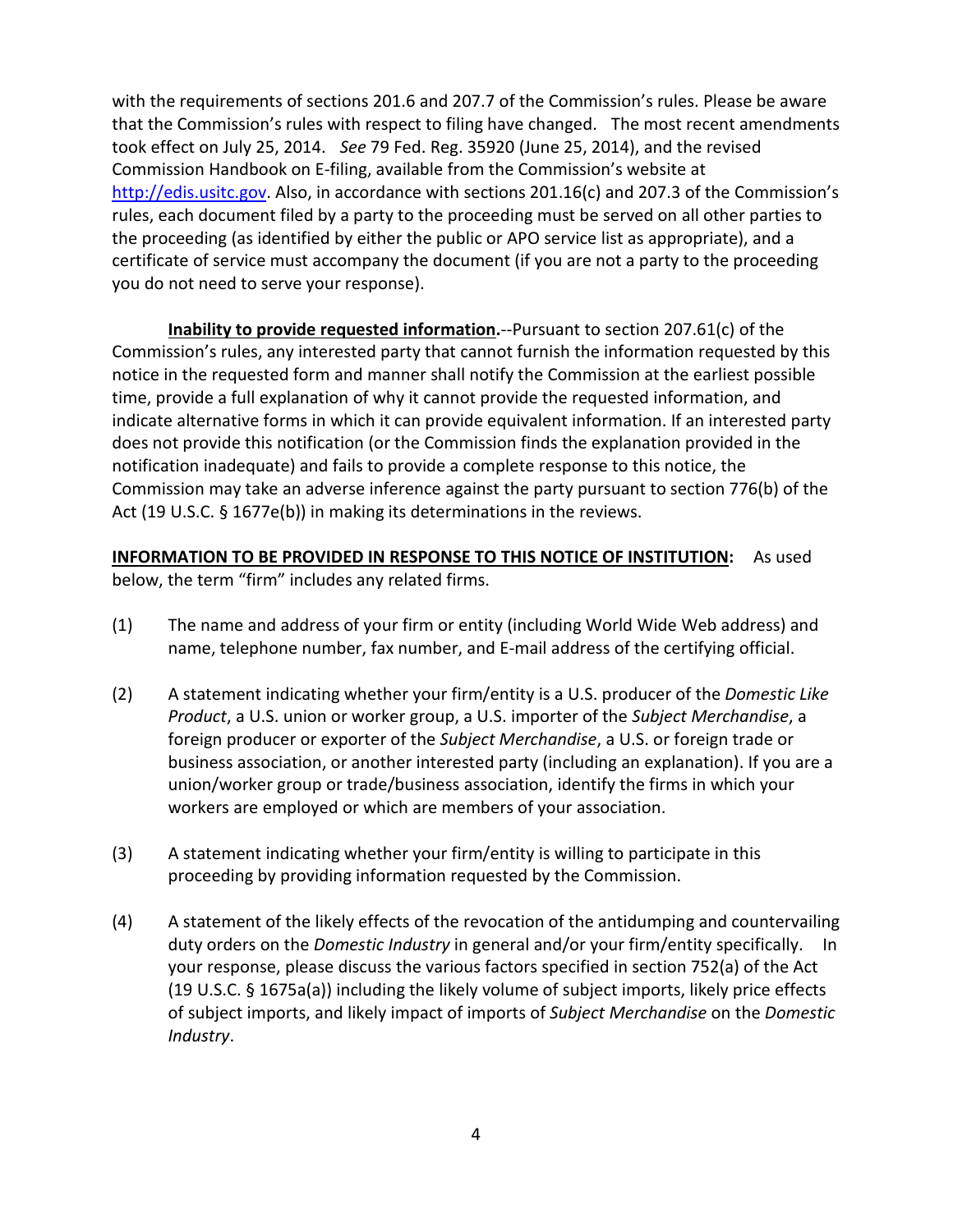with the requirements of sections 201.6 and 207.7 of the Commission's rules. Please be aware that the Commission's rules with respect to filing have changed. The most recent amendments took effect on July 25, 2014. *See* 79 Fed. Reg. 35920 (June 25, 2014), and the revised Commission Handbook on E-filing, available from the Commission's website at http://edis.usitc.gov. Also, in accordance with sections 201.16(c) and 207.3 of the Commission's rules, each document filed by a party to the proceeding must be served on all other parties to the proceeding (as identified by either the public or APO service list as appropriate), and a certificate of service must accompany the document (if you are not a party to the proceeding you do not need to serve your response).

**Inability to provide requested information.**--Pursuant to section 207.61(c) of the Commission's rules, any interested party that cannot furnish the information requested by this notice in the requested form and manner shall notify the Commission at the earliest possible time, provide a full explanation of why it cannot provide the requested information, and indicate alternative forms in which it can provide equivalent information. If an interested party does not provide this notification (or the Commission finds the explanation provided in the notification inadequate) and fails to provide a complete response to this notice, the Commission may take an adverse inference against the party pursuant to section 776(b) of the Act (19 U.S.C. § 1677e(b)) in making its determinations in the reviews.

**INFORMATION TO BE PROVIDED IN RESPONSE TO THIS NOTICE OF INSTITUTION:** As used below, the term "firm" includes any related firms.

(1) The name and address of your firm or entity (including World Wide Web address) and name, telephone number, fax number, and E-mail address of the certifying official.

(2) A statement indicating whether your firm/entity is a U.S. producer of the *Domestic Like Product*, a U.S. union or worker group, a U.S. importer of the *Subject Merchandise*, a foreign producer or exporter of the *Subject Merchandise*, a U.S. or foreign trade or business association, or another interested party (including an explanation). If you are a union/worker group or trade/business association, identify the firms in which your workers are employed or which are members of your association.

(3) A statement indicating whether your firm/entity is willing to participate in this proceeding by providing information requested by the Commission.

(4) A statement of the likely effects of the revocation of the antidumping and countervailing duty orders on the *Domestic Industry* in general and/or your firm/entity specifically. In your response, please discuss the various factors specified in section 752(a) of the Act (19 U.S.C. § 1675a(a)) including the likely volume of subject imports, likely price effects of subject imports, and likely impact of imports of *Subject Merchandise* on the *Domestic Industry*.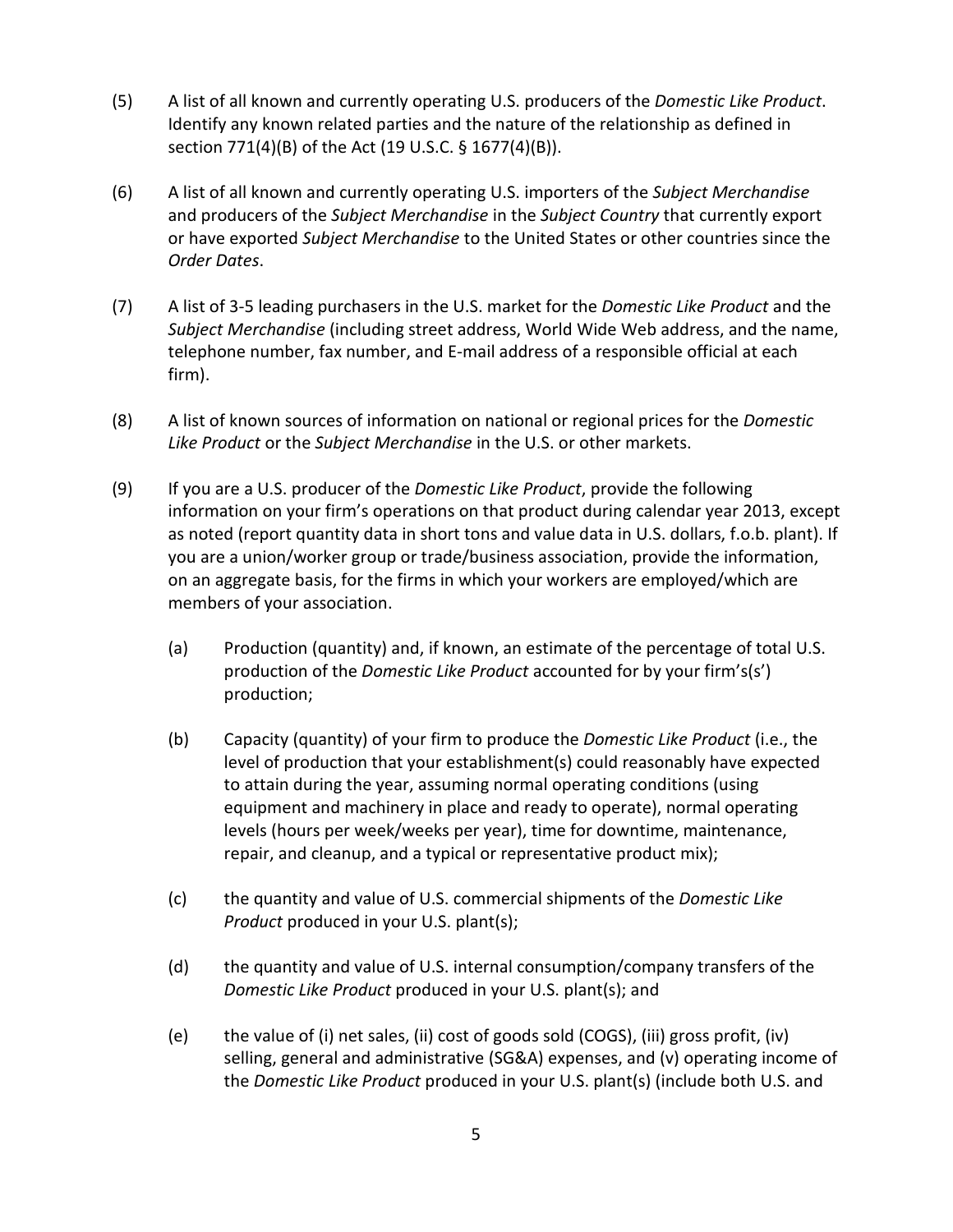(5) A list of all known and currently operating U.S. producers of the *Domestic Like Product*. Identify any known related parties and the nature of the relationship as defined in section 771(4)(B) of the Act (19 U.S.C. § 1677(4)(B)).

(6) A list of all known and currently operating U.S. importers of the *Subject Merchandise* and producers of the *Subject Merchandise* in the *Subject Country* that currently export or have exported *Subject Merchandise* to the United States or other countries since the *Order Dates*.

(7) A list of 3-5 leading purchasers in the U.S. market for the *Domestic Like Product* and the *Subject Merchandise* (including street address, World Wide Web address, and the name, telephone number, fax number, and E-mail address of a responsible official at each firm).

(8) A list of known sources of information on national or regional prices for the *Domestic Like Product* or the *Subject Merchandise* in the U.S. or other markets.

(9) If you are a U.S. producer of the *Domestic Like Product*, provide the following information on your firm's operations on that product during calendar year 2013, except as noted (report quantity data in short tons and value data in U.S. dollars, f.o.b. plant). If you are a union/worker group or trade/business association, provide the information, on an aggregate basis, for the firms in which your workers are employed/which are members of your association.

  (a) Production (quantity) and, if known, an estimate of the percentage of total U.S. production of the *Domestic Like Product* accounted for by your firm's(s') production;

  (b) Capacity (quantity) of your firm to produce the *Domestic Like Product* (i.e., the level of production that your establishment(s) could reasonably have expected to attain during the year, assuming normal operating conditions (using equipment and machinery in place and ready to operate), normal operating levels (hours per week/weeks per year), time for downtime, maintenance, repair, and cleanup, and a typical or representative product mix);

  (c) the quantity and value of U.S. commercial shipments of the *Domestic Like Product* produced in your U.S. plant(s);

  (d) the quantity and value of U.S. internal consumption/company transfers of the *Domestic Like Product* produced in your U.S. plant(s); and

  (e) the value of (i) net sales, (ii) cost of goods sold (COGS), (iii) gross profit, (iv) selling, general and administrative (SG&A) expenses, and (v) operating income of the *Domestic Like Product* produced in your U.S. plant(s) (include both U.S. and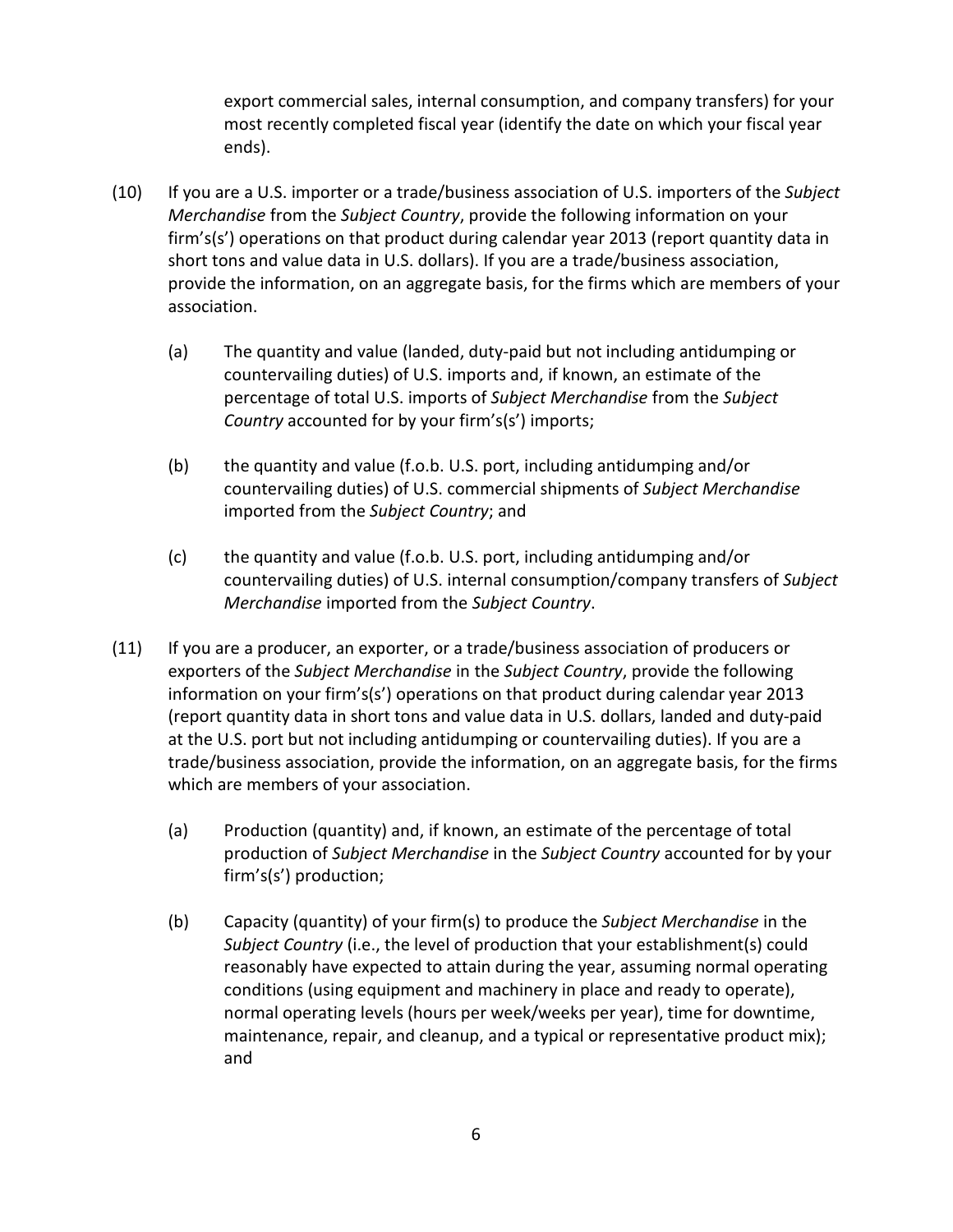export commercial sales, internal consumption, and company transfers) for your most recently completed fiscal year (identify the date on which your fiscal year ends).

(10) If you are a U.S. importer or a trade/business association of U.S. importers of the *Subject Merchandise* from the *Subject Country*, provide the following information on your firm's(s') operations on that product during calendar year 2013 (report quantity data in short tons and value data in U.S. dollars). If you are a trade/business association, provide the information, on an aggregate basis, for the firms which are members of your association.

  (a) The quantity and value (landed, duty-paid but not including antidumping or countervailing duties) of U.S. imports and, if known, an estimate of the percentage of total U.S. imports of *Subject Merchandise* from the *Subject Country* accounted for by your firm's(s') imports;

  (b) the quantity and value (f.o.b. U.S. port, including antidumping and/or countervailing duties) of U.S. commercial shipments of *Subject Merchandise* imported from the *Subject Country*; and

  (c) the quantity and value (f.o.b. U.S. port, including antidumping and/or countervailing duties) of U.S. internal consumption/company transfers of *Subject Merchandise* imported from the *Subject Country*.

(11) If you are a producer, an exporter, or a trade/business association of producers or exporters of the *Subject Merchandise* in the *Subject Country*, provide the following information on your firm's(s') operations on that product during calendar year 2013 (report quantity data in short tons and value data in U.S. dollars, landed and duty-paid at the U.S. port but not including antidumping or countervailing duties). If you are a trade/business association, provide the information, on an aggregate basis, for the firms which are members of your association.

  (a) Production (quantity) and, if known, an estimate of the percentage of total production of *Subject Merchandise* in the *Subject Country* accounted for by your firm's(s') production;

  (b) Capacity (quantity) of your firm(s) to produce the *Subject Merchandise* in the *Subject Country* (i.e., the level of production that your establishment(s) could reasonably have expected to attain during the year, assuming normal operating conditions (using equipment and machinery in place and ready to operate), normal operating levels (hours per week/weeks per year), time for downtime, maintenance, repair, and cleanup, and a typical or representative product mix); and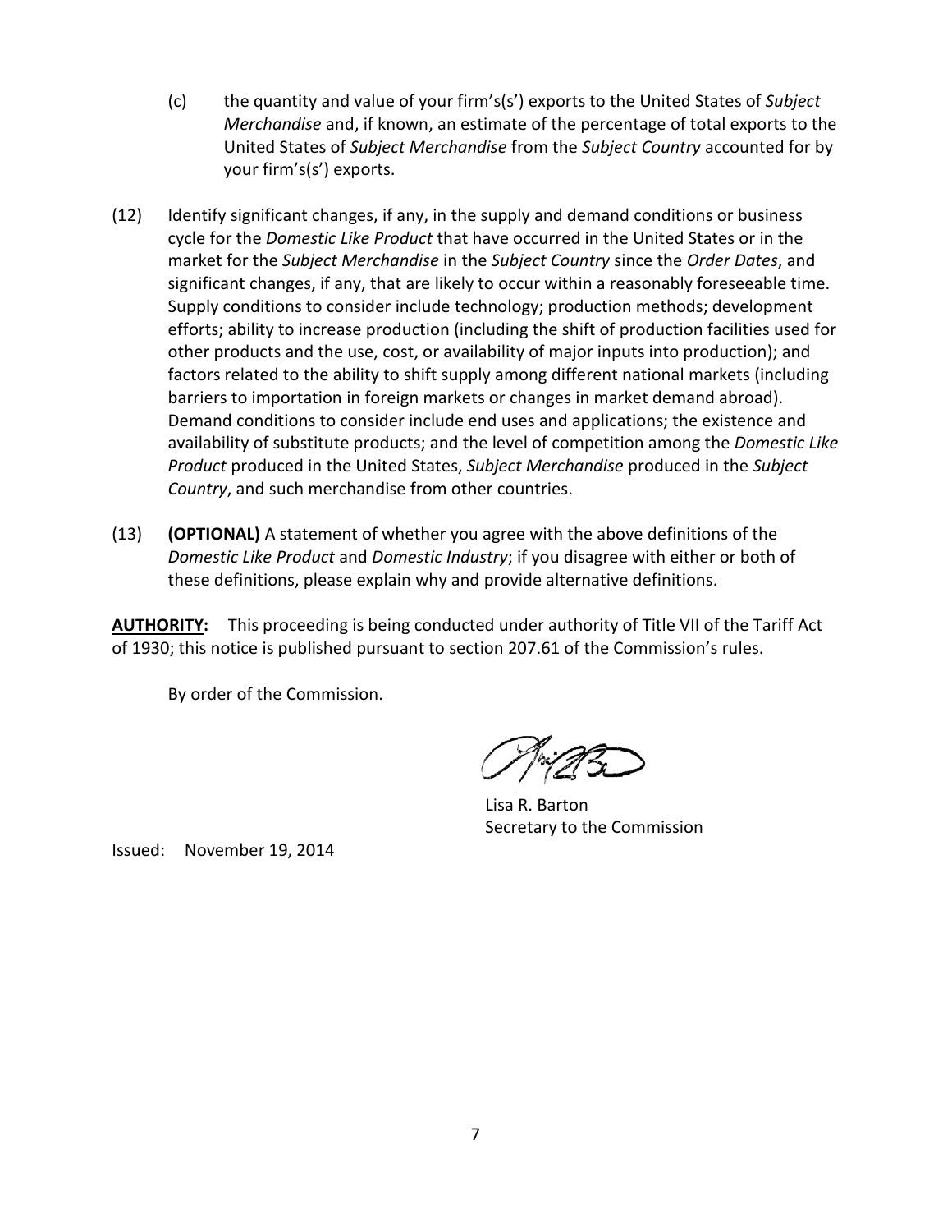(c) the quantity and value of your firm's(s') exports to the United States of *Subject Merchandise* and, if known, an estimate of the percentage of total exports to the United States of *Subject Merchandise* from the *Subject Country* accounted for by your firm's(s') exports.

(12) Identify significant changes, if any, in the supply and demand conditions or business cycle for the *Domestic Like Product* that have occurred in the United States or in the market for the *Subject Merchandise* in the *Subject Country* since the *Order Dates*, and significant changes, if any, that are likely to occur within a reasonably foreseeable time. Supply conditions to consider include technology; production methods; development efforts; ability to increase production (including the shift of production facilities used for other products and the use, cost, or availability of major inputs into production); and factors related to the ability to shift supply among different national markets (including barriers to importation in foreign markets or changes in market demand abroad). Demand conditions to consider include end uses and applications; the existence and availability of substitute products; and the level of competition among the *Domestic Like Product* produced in the United States, *Subject Merchandise* produced in the *Subject Country*, and such merchandise from other countries.

(13) **(OPTIONAL)** A statement of whether you agree with the above definitions of the *Domestic Like Product* and *Domestic Industry*; if you disagree with either or both of these definitions, please explain why and provide alternative definitions.

**AUTHORITY:** This proceeding is being conducted under authority of Title VII of the Tariff Act of 1930; this notice is published pursuant to section 207.61 of the Commission's rules.

By order of the Commission.

Lisa R. Barton
Secretary to the Commission

Issued: November 19, 2014